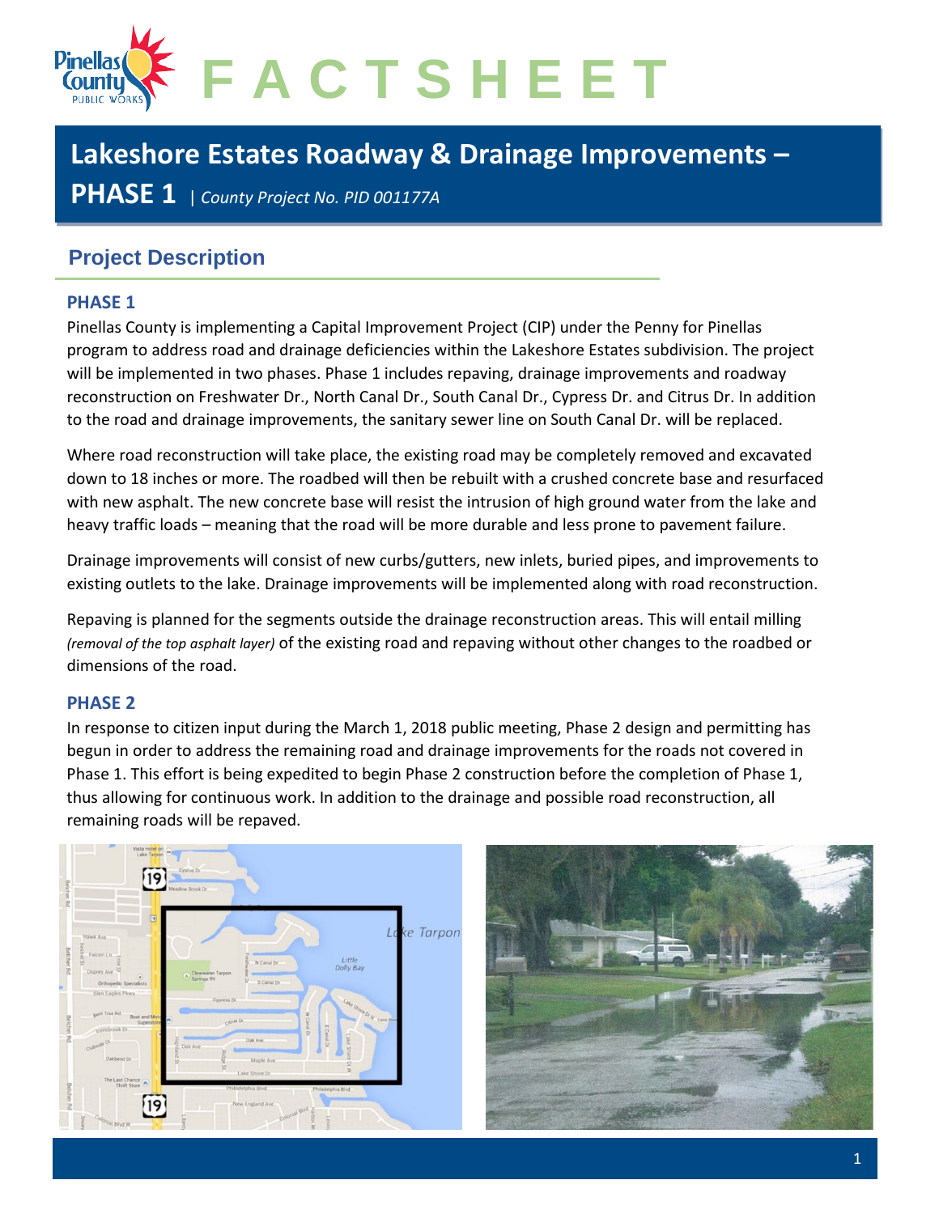# F A C T S H E E T

## Lakeshore Estates Roadway & Drainage Improvements – PHASE 1 | *County Project No. PID 001177A*

## Project Description

### PHASE 1

Pinellas County is implementing a Capital Improvement Project (CIP) under the Penny for Pinellas program to address road and drainage deficiencies within the Lakeshore Estates subdivision. The project will be implemented in two phases. Phase 1 includes repaving, drainage improvements and roadway reconstruction on Freshwater Dr., North Canal Dr., South Canal Dr., Cypress Dr. and Citrus Dr. In addition to the road and drainage improvements, the sanitary sewer line on South Canal Dr. will be replaced.

Where road reconstruction will take place, the existing road may be completely removed and excavated down to 18 inches or more. The roadbed will then be rebuilt with a crushed concrete base and resurfaced with new asphalt. The new concrete base will resist the intrusion of high ground water from the lake and heavy traffic loads – meaning that the road will be more durable and less prone to pavement failure.

Drainage improvements will consist of new curbs/gutters, new inlets, buried pipes, and improvements to existing outlets to the lake. Drainage improvements will be implemented along with road reconstruction.

Repaving is planned for the segments outside the drainage reconstruction areas. This will entail milling *(removal of the top asphalt layer)* of the existing road and repaving without other changes to the roadbed or dimensions of the road.

### PHASE 2

In response to citizen input during the March 1, 2018 public meeting, Phase 2 design and permitting has begun in order to address the remaining road and drainage improvements for the roads not covered in Phase 1. This effort is being expedited to begin Phase 2 construction before the completion of Phase 1, thus allowing for continuous work. In addition to the drainage and possible road reconstruction, all remaining roads will be repaved.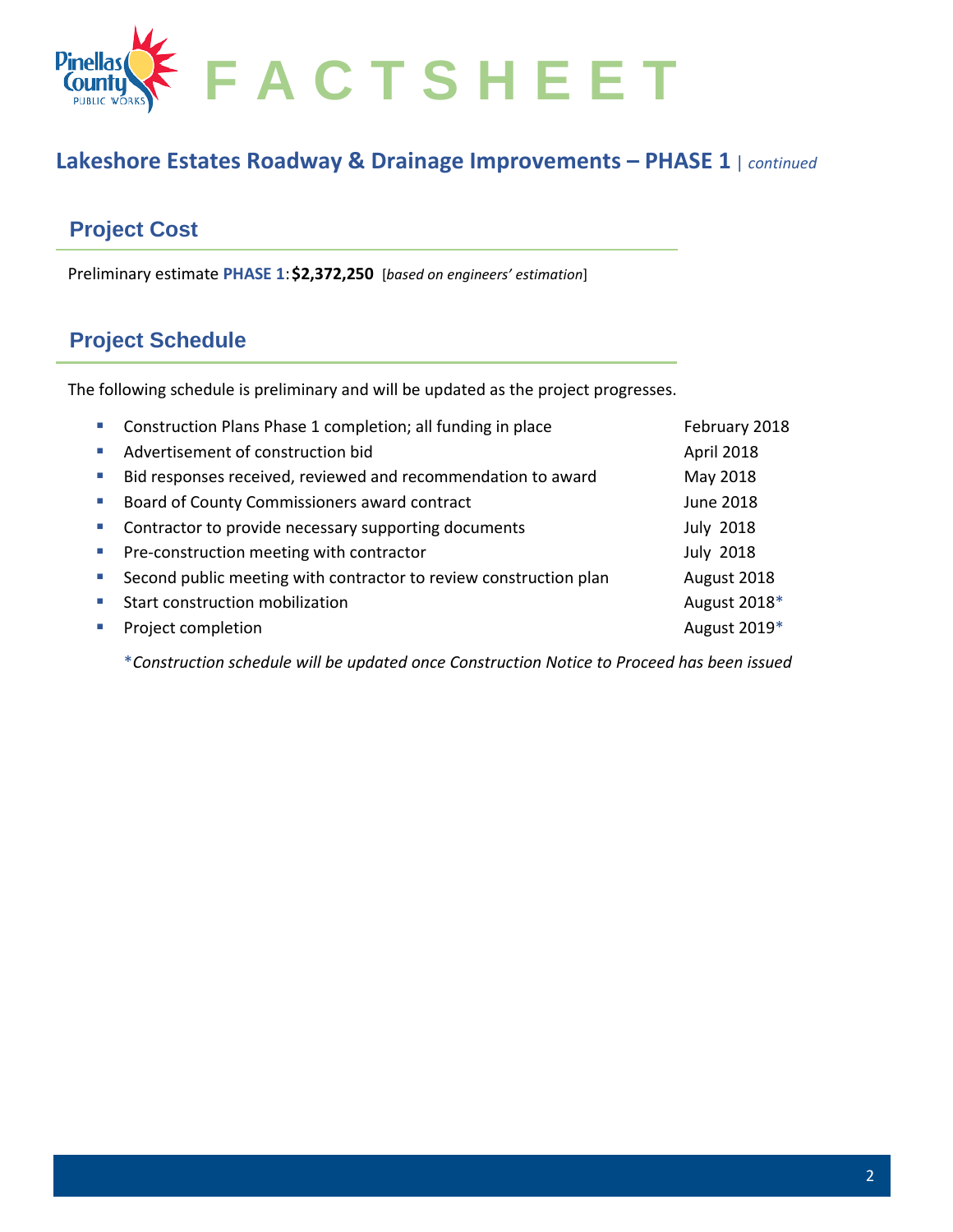# F A C T S H E E T

## Lakeshore Estates Roadway & Drainage Improvements – PHASE 1 | *continued*

### Project Cost

Preliminary estimate **PHASE 1**: **$2,372,250** [*based on engineers' estimation*]

### Project Schedule

The following schedule is preliminary and will be updated as the project progresses.

- Construction Plans Phase 1 completion; all funding in place — February 2018
- Advertisement of construction bid — April 2018
- Bid responses received, reviewed and recommendation to award — May 2018
- Board of County Commissioners award contract — June 2018
- Contractor to provide necessary supporting documents — July 2018
- Pre-construction meeting with contractor — July 2018
- Second public meeting with contractor to review construction plan — August 2018
- Start construction mobilization — August 2018*
- Project completion — August 2019*

*\*Construction schedule will be updated once Construction Notice to Proceed has been issued*